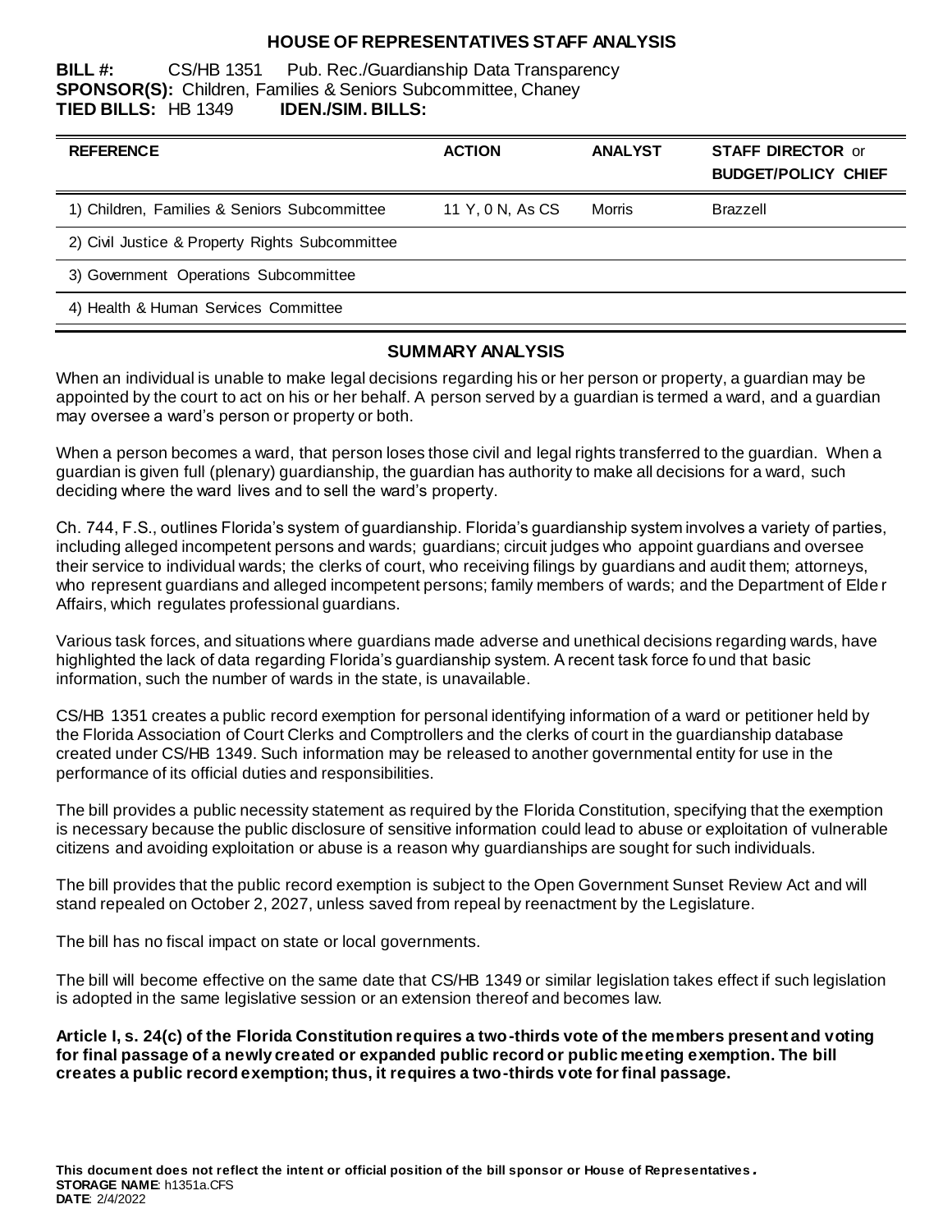# HOUSE OF REPRESENTATIVES STAFF ANALYSIS

**BILL #:** CS/HB 1351 Pub. Rec./Guardianship Data Transparency
**SPONSOR(S):** Children, Families & Seniors Subcommittee, Chaney
**TIED BILLS:** HB 1349 **IDEN./SIM. BILLS:**

| REFERENCE | ACTION | ANALYST | STAFF DIRECTOR or BUDGET/POLICY CHIEF |
|---|---|---|---|
| 1) Children, Families & Seniors Subcommittee | 11 Y, 0 N, As CS | Morris | Brazzell |
| 2) Civil Justice & Property Rights Subcommittee | | | |
| 3) Government Operations Subcommittee | | | |
| 4) Health & Human Services Committee | | | |

## SUMMARY ANALYSIS

When an individual is unable to make legal decisions regarding his or her person or property, a guardian may be appointed by the court to act on his or her behalf. A person served by a guardian is termed a ward, and a guardian may oversee a ward's person or property or both.

When a person becomes a ward, that person loses those civil and legal rights transferred to the guardian. When a guardian is given full (plenary) guardianship, the guardian has authority to make all decisions for a ward, such deciding where the ward lives and to sell the ward's property.

Ch. 744, F.S., outlines Florida's system of guardianship. Florida's guardianship system involves a variety of parties, including alleged incompetent persons and wards; guardians; circuit judges who appoint guardians and oversee their service to individual wards; the clerks of court, who receiving filings by guardians and audit them; attorneys, who represent guardians and alleged incompetent persons; family members of wards; and the Department of Elder Affairs, which regulates professional guardians.

Various task forces, and situations where guardians made adverse and unethical decisions regarding wards, have highlighted the lack of data regarding Florida's guardianship system. A recent task force found that basic information, such the number of wards in the state, is unavailable.

CS/HB 1351 creates a public record exemption for personal identifying information of a ward or petitioner held by the Florida Association of Court Clerks and Comptrollers and the clerks of court in the guardianship database created under CS/HB 1349. Such information may be released to another governmental entity for use in the performance of its official duties and responsibilities.

The bill provides a public necessity statement as required by the Florida Constitution, specifying that the exemption is necessary because the public disclosure of sensitive information could lead to abuse or exploitation of vulnerable citizens and avoiding exploitation or abuse is a reason why guardianships are sought for such individuals.

The bill provides that the public record exemption is subject to the Open Government Sunset Review Act and will stand repealed on October 2, 2027, unless saved from repeal by reenactment by the Legislature.

The bill has no fiscal impact on state or local governments.

The bill will become effective on the same date that CS/HB 1349 or similar legislation takes effect if such legislation is adopted in the same legislative session or an extension thereof and becomes law.

**Article I, s. 24(c) of the Florida Constitution requires a two-thirds vote of the members present and voting for final passage of a newly created or expanded public record or public meeting exemption. The bill creates a public record exemption; thus, it requires a two-thirds vote for final passage.**

**This document does not reflect the intent or official position of the bill sponsor or House of Representatives.**
**STORAGE NAME**: h1351a.CFS
**DATE**: 2/4/2022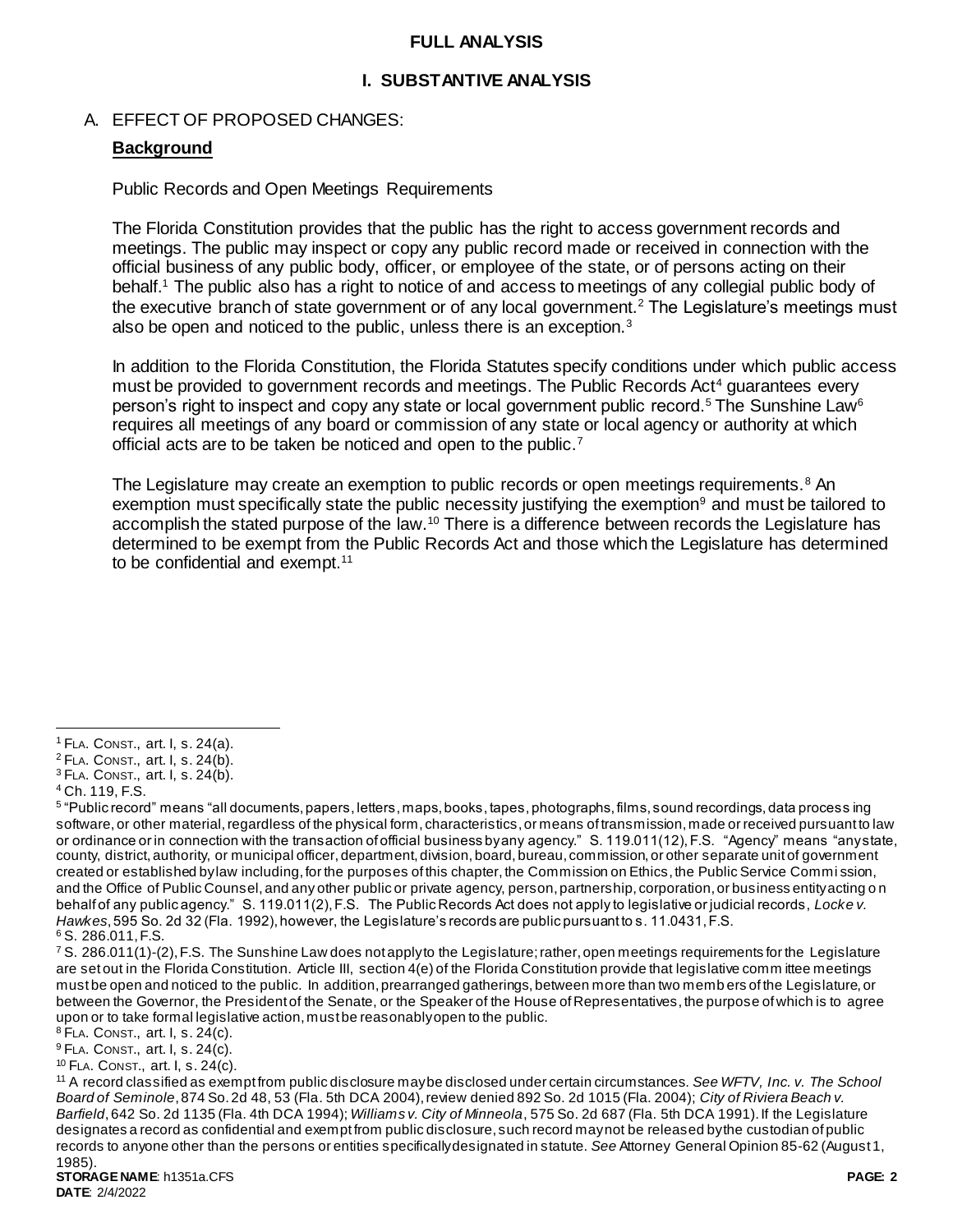# FULL ANALYSIS

## I. SUBSTANTIVE ANALYSIS

### A. EFFECT OF PROPOSED CHANGES:

**Background**

Public Records and Open Meetings Requirements

The Florida Constitution provides that the public has the right to access government records and meetings. The public may inspect or copy any public record made or received in connection with the official business of any public body, officer, or employee of the state, or of persons acting on their behalf.[1] The public also has a right to notice of and access to meetings of any collegial public body of the executive branch of state government or of any local government.[2] The Legislature's meetings must also be open and noticed to the public, unless there is an exception.[3]

In addition to the Florida Constitution, the Florida Statutes specify conditions under which public access must be provided to government records and meetings. The Public Records Act[4] guarantees every person's right to inspect and copy any state or local government public record.[5] The Sunshine Law[6] requires all meetings of any board or commission of any state or local agency or authority at which official acts are to be taken be noticed and open to the public.[7]

The Legislature may create an exemption to public records or open meetings requirements.[8] An exemption must specifically state the public necessity justifying the exemption[9] and must be tailored to accomplish the stated purpose of the law.[10] There is a difference between records the Legislature has determined to be exempt from the Public Records Act and those which the Legislature has determined to be confidential and exempt.[11]

---

[1] FLA. CONST., art. I, s. 24(a).

[2] FLA. CONST., art. I, s. 24(b).

[3] FLA. CONST., art. I, s. 24(b).

[4] Ch. 119, F.S.

[5] "Public record" means "all documents, papers, letters, maps, books, tapes, photographs, films, sound recordings, data processing software, or other material, regardless of the physical form, characteristics, or means of transmission, made or received pursuant to law or ordinance or in connection with the transaction of official business by any agency." S. 119.011(12), F.S. "Agency" means "any state, county, district, authority, or municipal officer, department, division, board, bureau, commission, or other separate unit of government created or established by law including, for the purposes of this chapter, the Commission on Ethics, the Public Service Commission, and the Office of Public Counsel, and any other public or private agency, person, partnership, corporation, or business entity acting on behalf of any public agency." S. 119.011(2), F.S. The Public Records Act does not apply to legislative or judicial records, *Locke v. Hawkes*, 595 So. 2d 32 (Fla. 1992), however, the Legislature's records are public pursuant to s. 11.0431, F.S.

[6] S. 286.011, F.S.

[7] S. 286.011(1)-(2), F.S. The Sunshine Law does not apply to the Legislature; rather, open meetings requirements for the Legislature are set out in the Florida Constitution. Article III, section 4(e) of the Florida Constitution provide that legislative committee meetings must be open and noticed to the public. In addition, prearranged gatherings, between more than two members of the Legislature, or between the Governor, the President of the Senate, or the Speaker of the House of Representatives, the purpose of which is to agree upon or to take formal legislative action, must be reasonably open to the public.

[8] FLA. CONST., art. I, s. 24(c).

[9] FLA. CONST., art. I, s. 24(c).

[10] FLA. CONST., art. I, s. 24(c).

[11] A record classified as exempt from public disclosure may be disclosed under certain circumstances. *See WFTV, Inc. v. The School Board of Seminole*, 874 So. 2d 48, 53 (Fla. 5th DCA 2004), review denied 892 So. 2d 1015 (Fla. 2004); *City of Riviera Beach v. Barfield*, 642 So. 2d 1135 (Fla. 4th DCA 1994); *Williams v. City of Minneola*, 575 So. 2d 687 (Fla. 5th DCA 1991). If the Legislature designates a record as confidential and exempt from public disclosure, such record may not be released by the custodian of public records to anyone other than the persons or entities specifically designated in statute. *See* Attorney General Opinion 85-62 (August 1, 1985).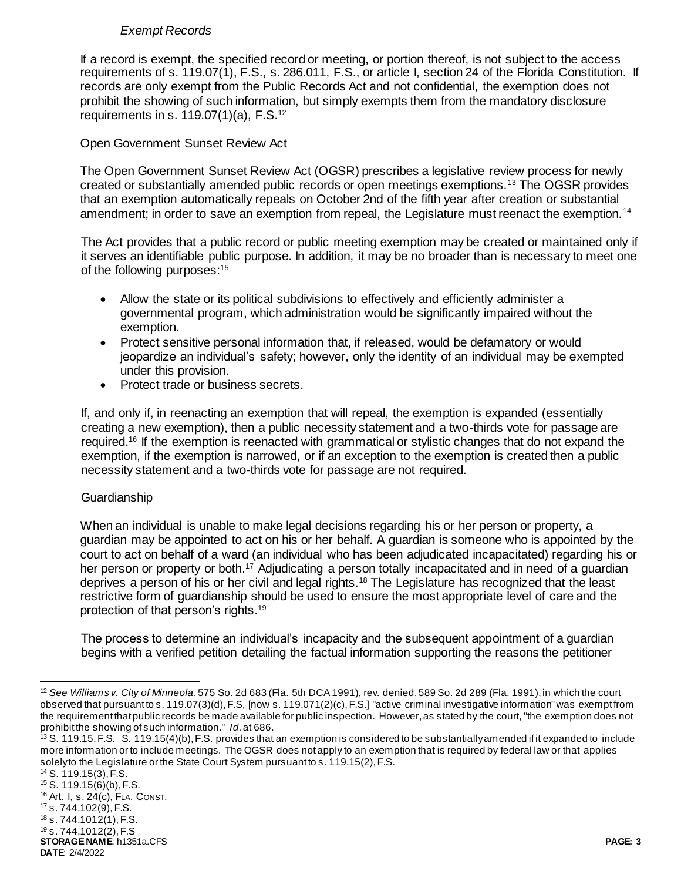*Exempt Records*

If a record is exempt, the specified record or meeting, or portion thereof, is not subject to the access requirements of s. 119.07(1), F.S., s. 286.011, F.S., or article I, section 24 of the Florida Constitution. If records are only exempt from the Public Records Act and not confidential, the exemption does not prohibit the showing of such information, but simply exempts them from the mandatory disclosure requirements in s. 119.07(1)(a), F.S.[12]

Open Government Sunset Review Act

The Open Government Sunset Review Act (OGSR) prescribes a legislative review process for newly created or substantially amended public records or open meetings exemptions.[13] The OGSR provides that an exemption automatically repeals on October 2nd of the fifth year after creation or substantial amendment; in order to save an exemption from repeal, the Legislature must reenact the exemption.[14]

The Act provides that a public record or public meeting exemption may be created or maintained only if it serves an identifiable public purpose. In addition, it may be no broader than is necessary to meet one of the following purposes:[15]

- Allow the state or its political subdivisions to effectively and efficiently administer a governmental program, which administration would be significantly impaired without the exemption.
- Protect sensitive personal information that, if released, would be defamatory or would jeopardize an individual's safety; however, only the identity of an individual may be exempted under this provision.
- Protect trade or business secrets.

If, and only if, in reenacting an exemption that will repeal, the exemption is expanded (essentially creating a new exemption), then a public necessity statement and a two-thirds vote for passage are required.[16] If the exemption is reenacted with grammatical or stylistic changes that do not expand the exemption, if the exemption is narrowed, or if an exception to the exemption is created then a public necessity statement and a two-thirds vote for passage are not required.

Guardianship

When an individual is unable to make legal decisions regarding his or her person or property, a guardian may be appointed to act on his or her behalf. A guardian is someone who is appointed by the court to act on behalf of a ward (an individual who has been adjudicated incapacitated) regarding his or her person or property or both.[17] Adjudicating a person totally incapacitated and in need of a guardian deprives a person of his or her civil and legal rights.[18] The Legislature has recognized that the least restrictive form of guardianship should be used to ensure the most appropriate level of care and the protection of that person's rights.[19]

The process to determine an individual's incapacity and the subsequent appointment of a guardian begins with a verified petition detailing the factual information supporting the reasons the petitioner

---

[12] *See Williams v. City of Minneola*, 575 So. 2d 683 (Fla. 5th DCA 1991), rev. denied, 589 So. 2d 289 (Fla. 1991), in which the court observed that pursuant to s. 119.07(3)(d), F.S, [now s. 119.071(2)(c), F.S.] "active criminal investigative information" was exempt from the requirement that public records be made available for public inspection. However, as stated by the court, "the exemption does not prohibit the showing of such information." *Id.* at 686.

[13] S. 119.15, F.S. S. 119.15(4)(b), F.S. provides that an exemption is considered to be substantially amended if it expanded to include more information or to include meetings. The OGSR does not apply to an exemption that is required by federal law or that applies solely to the Legislature or the State Court System pursuant to s. 119.15(2), F.S.

[14] S. 119.15(3), F.S.

[15] S. 119.15(6)(b), F.S.

[16] Art. I, s. 24(c), FLA. CONST.

[17] s. 744.102(9), F.S.

[18] s. 744.1012(1), F.S.

[19] s. 744.1012(2), F.S

**STORAGE NAME**: h1351a.CFS
**DATE**: 2/4/2022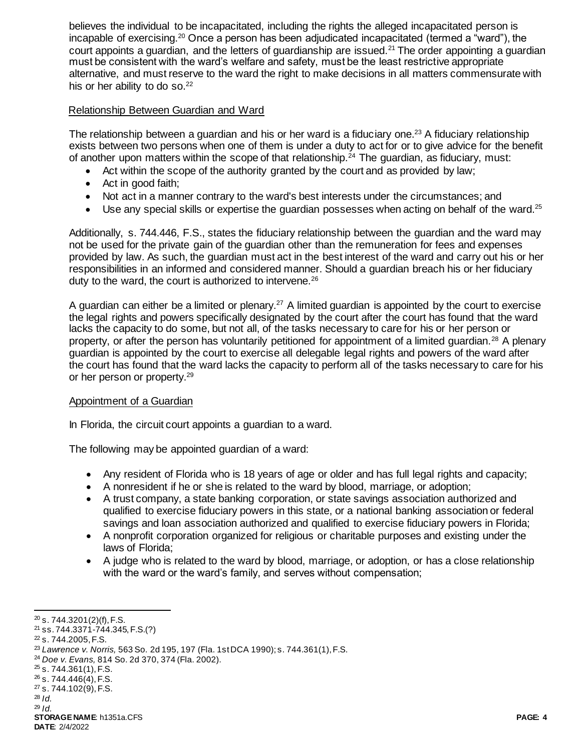believes the individual to be incapacitated, including the rights the alleged incapacitated person is incapable of exercising.[20] Once a person has been adjudicated incapacitated (termed a "ward"), the court appoints a guardian, and the letters of guardianship are issued.[21] The order appointing a guardian must be consistent with the ward's welfare and safety, must be the least restrictive appropriate alternative, and must reserve to the ward the right to make decisions in all matters commensurate with his or her ability to do so.[22]

Relationship Between Guardian and Ward

The relationship between a guardian and his or her ward is a fiduciary one.[23] A fiduciary relationship exists between two persons when one of them is under a duty to act for or to give advice for the benefit of another upon matters within the scope of that relationship.[24] The guardian, as fiduciary, must:

- Act within the scope of the authority granted by the court and as provided by law;
- Act in good faith;
- Not act in a manner contrary to the ward's best interests under the circumstances; and
- Use any special skills or expertise the guardian possesses when acting on behalf of the ward.[25]

Additionally, s. 744.446, F.S., states the fiduciary relationship between the guardian and the ward may not be used for the private gain of the guardian other than the remuneration for fees and expenses provided by law. As such, the guardian must act in the best interest of the ward and carry out his or her responsibilities in an informed and considered manner. Should a guardian breach his or her fiduciary duty to the ward, the court is authorized to intervene.[26]

A guardian can either be a limited or plenary.[27] A limited guardian is appointed by the court to exercise the legal rights and powers specifically designated by the court after the court has found that the ward lacks the capacity to do some, but not all, of the tasks necessary to care for his or her person or property, or after the person has voluntarily petitioned for appointment of a limited guardian.[28] A plenary guardian is appointed by the court to exercise all delegable legal rights and powers of the ward after the court has found that the ward lacks the capacity to perform all of the tasks necessary to care for his or her person or property.[29]

Appointment of a Guardian

In Florida, the circuit court appoints a guardian to a ward.

The following may be appointed guardian of a ward:

- Any resident of Florida who is 18 years of age or older and has full legal rights and capacity;
- A nonresident if he or she is related to the ward by blood, marriage, or adoption;
- A trust company, a state banking corporation, or state savings association authorized and qualified to exercise fiduciary powers in this state, or a national banking association or federal savings and loan association authorized and qualified to exercise fiduciary powers in Florida;
- A nonprofit corporation organized for religious or charitable purposes and existing under the laws of Florida;
- A judge who is related to the ward by blood, marriage, or adoption, or has a close relationship with the ward or the ward's family, and serves without compensation;

---

[20] s. 744.3201(2)(f), F.S.
[21] ss. 744.3371-744.345, F.S.(?)
[22] s. 744.2005, F.S.
[23] *Lawrence v. Norris,* 563 So. 2d 195, 197 (Fla. 1st DCA 1990); s. 744.361(1), F.S.
[24] *Doe v. Evans,* 814 So. 2d 370, 374 (Fla. 2002).
[25] s. 744.361(1), F.S.
[26] s. 744.446(4), F.S.
[27] s. 744.102(9), F.S.
[28] *Id.*
[29] *Id.*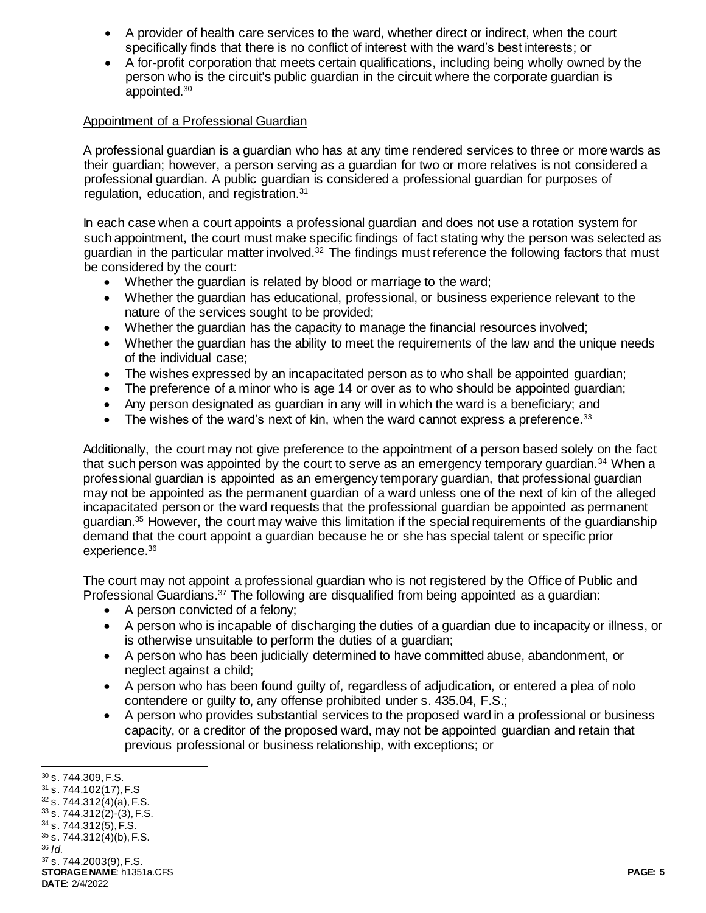- A provider of health care services to the ward, whether direct or indirect, when the court specifically finds that there is no conflict of interest with the ward's best interests; or
- A for-profit corporation that meets certain qualifications, including being wholly owned by the person who is the circuit's public guardian in the circuit where the corporate guardian is appointed.[30]

Appointment of a Professional Guardian

A professional guardian is a guardian who has at any time rendered services to three or more wards as their guardian; however, a person serving as a guardian for two or more relatives is not considered a professional guardian. A public guardian is considered a professional guardian for purposes of regulation, education, and registration.[31]

In each case when a court appoints a professional guardian and does not use a rotation system for such appointment, the court must make specific findings of fact stating why the person was selected as guardian in the particular matter involved.[32] The findings must reference the following factors that must be considered by the court:

- Whether the guardian is related by blood or marriage to the ward;
- Whether the guardian has educational, professional, or business experience relevant to the nature of the services sought to be provided;
- Whether the guardian has the capacity to manage the financial resources involved;
- Whether the guardian has the ability to meet the requirements of the law and the unique needs of the individual case;
- The wishes expressed by an incapacitated person as to who shall be appointed guardian;
- The preference of a minor who is age 14 or over as to who should be appointed guardian;
- Any person designated as guardian in any will in which the ward is a beneficiary; and
- The wishes of the ward's next of kin, when the ward cannot express a preference.[33]

Additionally, the court may not give preference to the appointment of a person based solely on the fact that such person was appointed by the court to serve as an emergency temporary guardian.[34] When a professional guardian is appointed as an emergency temporary guardian, that professional guardian may not be appointed as the permanent guardian of a ward unless one of the next of kin of the alleged incapacitated person or the ward requests that the professional guardian be appointed as permanent guardian.[35] However, the court may waive this limitation if the special requirements of the guardianship demand that the court appoint a guardian because he or she has special talent or specific prior experience.[36]

The court may not appoint a professional guardian who is not registered by the Office of Public and Professional Guardians.[37] The following are disqualified from being appointed as a guardian:

- A person convicted of a felony;
- A person who is incapable of discharging the duties of a guardian due to incapacity or illness, or is otherwise unsuitable to perform the duties of a guardian;
- A person who has been judicially determined to have committed abuse, abandonment, or neglect against a child;
- A person who has been found guilty of, regardless of adjudication, or entered a plea of nolo contendere or guilty to, any offense prohibited under s. 435.04, F.S.;
- A person who provides substantial services to the proposed ward in a professional or business capacity, or a creditor of the proposed ward, may not be appointed guardian and retain that previous professional or business relationship, with exceptions; or

---

[30] s. 744.309, F.S.
[31] s. 744.102(17), F.S
[32] s. 744.312(4)(a), F.S.
[33] s. 744.312(2)-(3), F.S.
[34] s. 744.312(5), F.S.
[35] s. 744.312(4)(b), F.S.
[36] *Id.*
[37] s. 744.2003(9), F.S.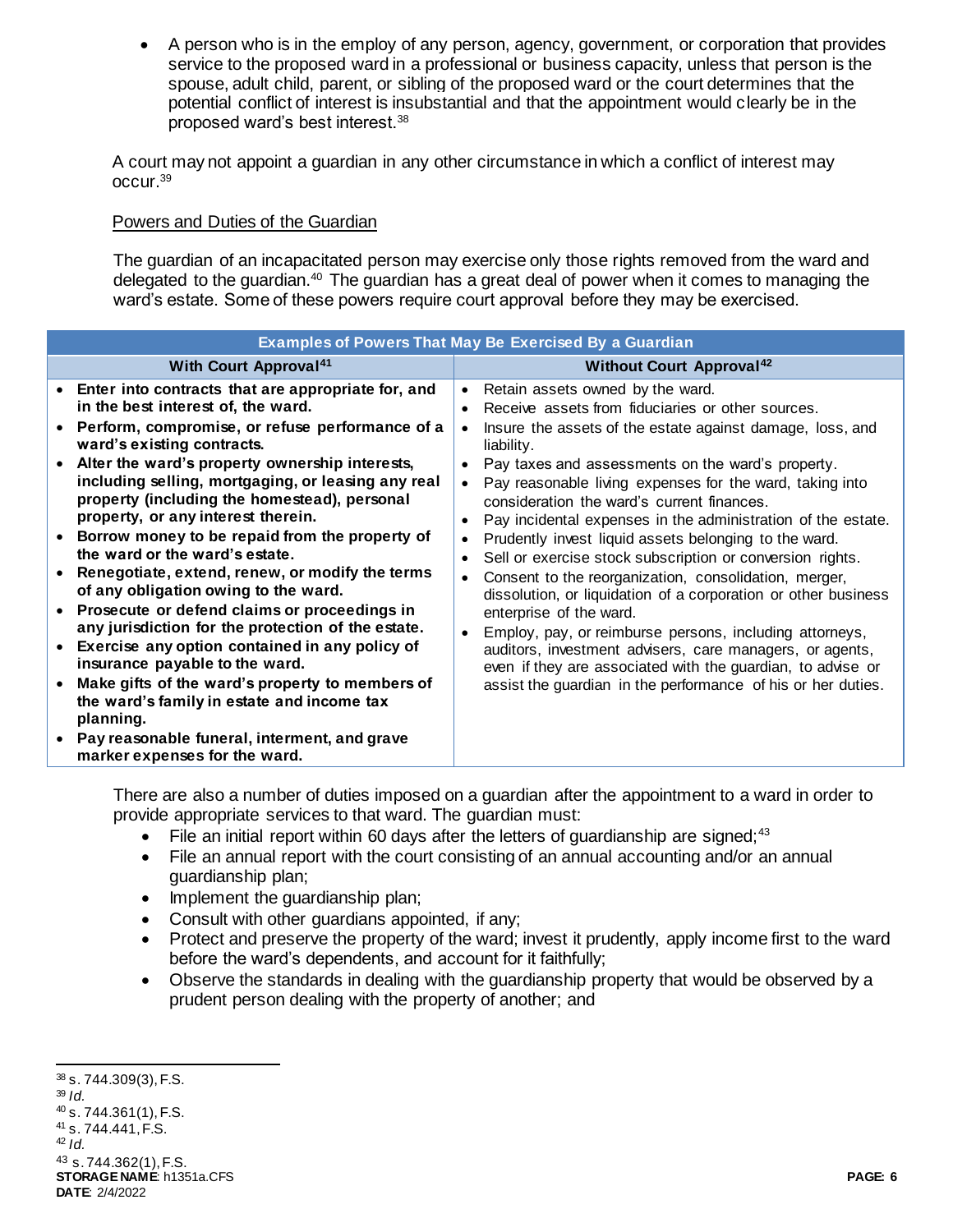- A person who is in the employ of any person, agency, government, or corporation that provides service to the proposed ward in a professional or business capacity, unless that person is the spouse, adult child, parent, or sibling of the proposed ward or the court determines that the potential conflict of interest is insubstantial and that the appointment would clearly be in the proposed ward's best interest.[38]

A court may not appoint a guardian in any other circumstance in which a conflict of interest may occur.[39]

Powers and Duties of the Guardian

The guardian of an incapacitated person may exercise only those rights removed from the ward and delegated to the guardian.[40] The guardian has a great deal of power when it comes to managing the ward's estate. Some of these powers require court approval before they may be exercised.

| Examples of Powers That May Be Exercised By a Guardian | |
|---|---|
| **With Court Approval[41]** | **Without Court Approval[42]** |
| • **Enter into contracts that are appropriate for, and in the best interest of, the ward.**<br>• **Perform, compromise, or refuse performance of a ward's existing contracts.**<br>• **Alter the ward's property ownership interests, including selling, mortgaging, or leasing any real property (including the homestead), personal property, or any interest therein.**<br>• **Borrow money to be repaid from the property of the ward or the ward's estate.**<br>• **Renegotiate, extend, renew, or modify the terms of any obligation owing to the ward.**<br>• **Prosecute or defend claims or proceedings in any jurisdiction for the protection of the estate.**<br>• **Exercise any option contained in any policy of insurance payable to the ward.**<br>• **Make gifts of the ward's property to members of the ward's family in estate and income tax planning.**<br>• **Pay reasonable funeral, interment, and grave marker expenses for the ward.** | • Retain assets owned by the ward.<br>• Receive assets from fiduciaries or other sources.<br>• Insure the assets of the estate against damage, loss, and liability.<br>• Pay taxes and assessments on the ward's property.<br>• Pay reasonable living expenses for the ward, taking into consideration the ward's current finances.<br>• Pay incidental expenses in the administration of the estate.<br>• Prudently invest liquid assets belonging to the ward.<br>• Sell or exercise stock subscription or conversion rights.<br>• Consent to the reorganization, consolidation, merger, dissolution, or liquidation of a corporation or other business enterprise of the ward.<br>• Employ, pay, or reimburse persons, including attorneys, auditors, investment advisers, care managers, or agents, even if they are associated with the guardian, to advise or assist the guardian in the performance of his or her duties. |

There are also a number of duties imposed on a guardian after the appointment to a ward in order to provide appropriate services to that ward. The guardian must:

- File an initial report within 60 days after the letters of guardianship are signed;[43]
- File an annual report with the court consisting of an annual accounting and/or an annual guardianship plan;
- Implement the guardianship plan;
- Consult with other guardians appointed, if any;
- Protect and preserve the property of the ward; invest it prudently, apply income first to the ward before the ward's dependents, and account for it faithfully;
- Observe the standards in dealing with the guardianship property that would be observed by a prudent person dealing with the property of another; and

---

[38] s. 744.309(3), F.S.
[39] *Id.*
[40] s. 744.361(1), F.S.
[41] s. 744.441, F.S.
[42] *Id.*
[43] s. 744.362(1), F.S.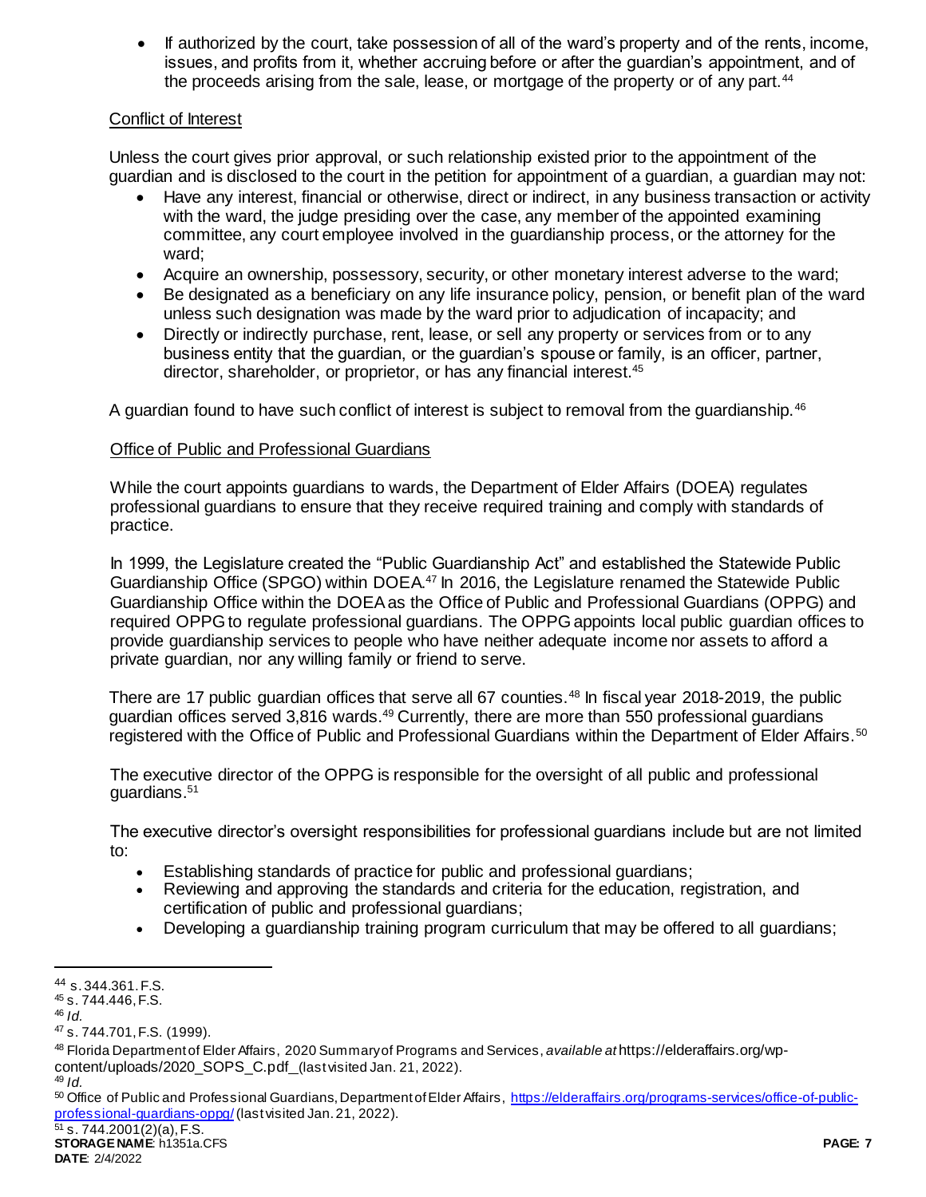- If authorized by the court, take possession of all of the ward's property and of the rents, income, issues, and profits from it, whether accruing before or after the guardian's appointment, and of the proceeds arising from the sale, lease, or mortgage of the property or of any part.[44]

Conflict of Interest

Unless the court gives prior approval, or such relationship existed prior to the appointment of the guardian and is disclosed to the court in the petition for appointment of a guardian, a guardian may not:

- Have any interest, financial or otherwise, direct or indirect, in any business transaction or activity with the ward, the judge presiding over the case, any member of the appointed examining committee, any court employee involved in the guardianship process, or the attorney for the ward;
- Acquire an ownership, possessory, security, or other monetary interest adverse to the ward;
- Be designated as a beneficiary on any life insurance policy, pension, or benefit plan of the ward unless such designation was made by the ward prior to adjudication of incapacity; and
- Directly or indirectly purchase, rent, lease, or sell any property or services from or to any business entity that the guardian, or the guardian's spouse or family, is an officer, partner, director, shareholder, or proprietor, or has any financial interest.[45]

A guardian found to have such conflict of interest is subject to removal from the guardianship.[46]

Office of Public and Professional Guardians

While the court appoints guardians to wards, the Department of Elder Affairs (DOEA) regulates professional guardians to ensure that they receive required training and comply with standards of practice.

In 1999, the Legislature created the "Public Guardianship Act" and established the Statewide Public Guardianship Office (SPGO) within DOEA.[47] In 2016, the Legislature renamed the Statewide Public Guardianship Office within the DOEA as the Office of Public and Professional Guardians (OPPG) and required OPPG to regulate professional guardians. The OPPG appoints local public guardian offices to provide guardianship services to people who have neither adequate income nor assets to afford a private guardian, nor any willing family or friend to serve.

There are 17 public guardian offices that serve all 67 counties.[48] In fiscal year 2018-2019, the public guardian offices served 3,816 wards.[49] Currently, there are more than 550 professional guardians registered with the Office of Public and Professional Guardians within the Department of Elder Affairs.[50]

The executive director of the OPPG is responsible for the oversight of all public and professional guardians.[51]

The executive director's oversight responsibilities for professional guardians include but are not limited to:

- Establishing standards of practice for public and professional guardians;
- Reviewing and approving the standards and criteria for the education, registration, and certification of public and professional guardians;
- Developing a guardianship training program curriculum that may be offered to all guardians;

---

[44] s. 344.361. F.S.
[45] s. 744.446, F.S.
[46] *Id.*
[47] s. 744.701, F.S. (1999).
[48] Florida Department of Elder Affairs, 2020 Summary of Programs and Services, *available at* https://elderaffairs.org/wp-content/uploads/2020_SOPS_C.pdf_(last visited Jan. 21, 2022).
[49] *Id.*
[50] Office of Public and Professional Guardians, Department of Elder Affairs, https://elderaffairs.org/programs-services/office-of-public-professional-guardians-oppg/ (last visited Jan. 21, 2022).
[51] s. 744.2001(2)(a), F.S.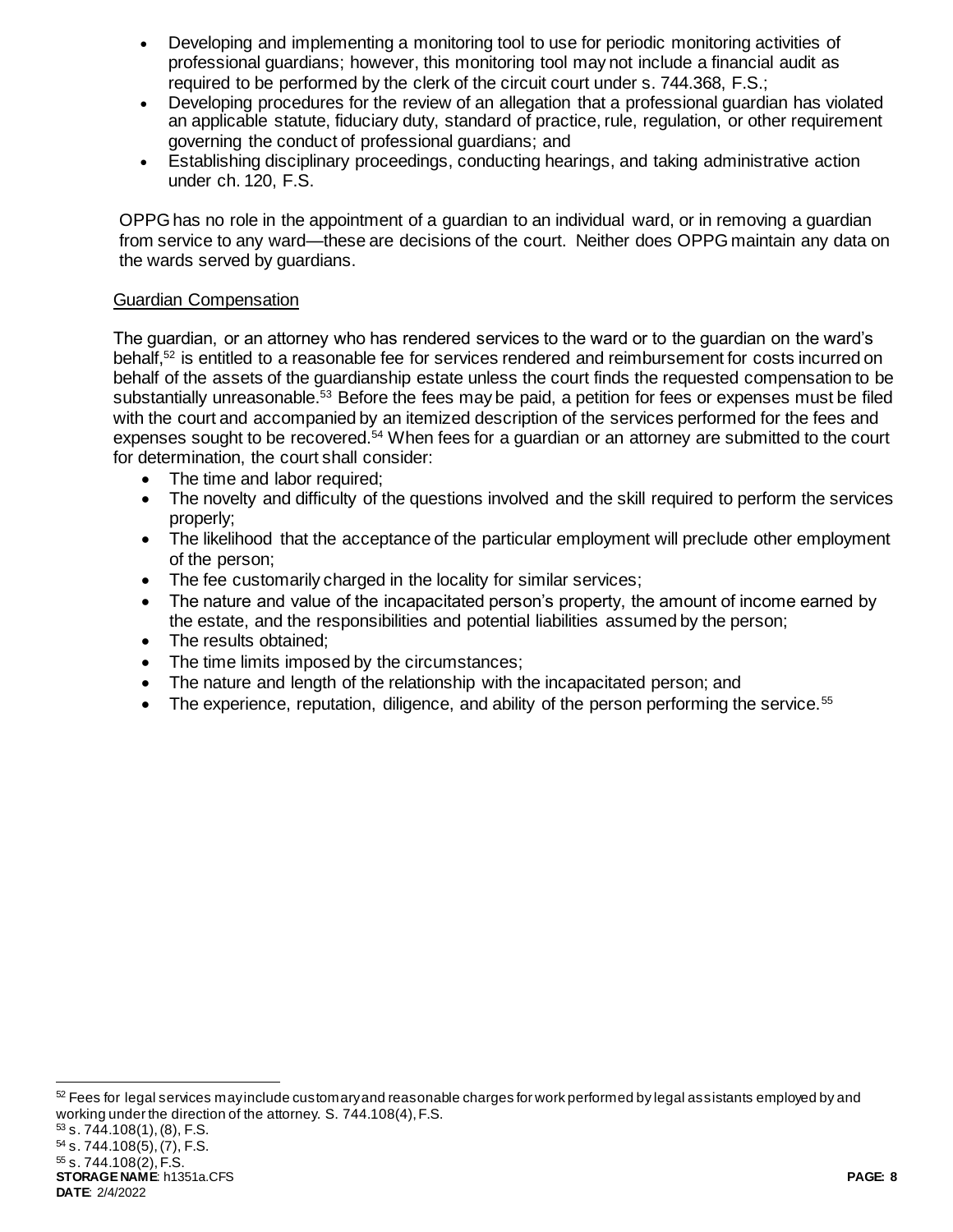- Developing and implementing a monitoring tool to use for periodic monitoring activities of professional guardians; however, this monitoring tool may not include a financial audit as required to be performed by the clerk of the circuit court under s. 744.368, F.S.;
- Developing procedures for the review of an allegation that a professional guardian has violated an applicable statute, fiduciary duty, standard of practice, rule, regulation, or other requirement governing the conduct of professional guardians; and
- Establishing disciplinary proceedings, conducting hearings, and taking administrative action under ch. 120, F.S.

OPPG has no role in the appointment of a guardian to an individual ward, or in removing a guardian from service to any ward—these are decisions of the court. Neither does OPPG maintain any data on the wards served by guardians.

Guardian Compensation

The guardian, or an attorney who has rendered services to the ward or to the guardian on the ward's behalf,[52] is entitled to a reasonable fee for services rendered and reimbursement for costs incurred on behalf of the assets of the guardianship estate unless the court finds the requested compensation to be substantially unreasonable.[53] Before the fees may be paid, a petition for fees or expenses must be filed with the court and accompanied by an itemized description of the services performed for the fees and expenses sought to be recovered.[54] When fees for a guardian or an attorney are submitted to the court for determination, the court shall consider:

- The time and labor required;
- The novelty and difficulty of the questions involved and the skill required to perform the services properly;
- The likelihood that the acceptance of the particular employment will preclude other employment of the person;
- The fee customarily charged in the locality for similar services;
- The nature and value of the incapacitated person's property, the amount of income earned by the estate, and the responsibilities and potential liabilities assumed by the person;
- The results obtained;
- The time limits imposed by the circumstances;
- The nature and length of the relationship with the incapacitated person; and
- The experience, reputation, diligence, and ability of the person performing the service.[55]

---

[52] Fees for legal services may include customary and reasonable charges for work performed by legal assistants employed by and working under the direction of the attorney. S. 744.108(4), F.S.

[53] s. 744.108(1), (8), F.S.

[54] s. 744.108(5), (7), F.S.

[55] s. 744.108(2), F.S.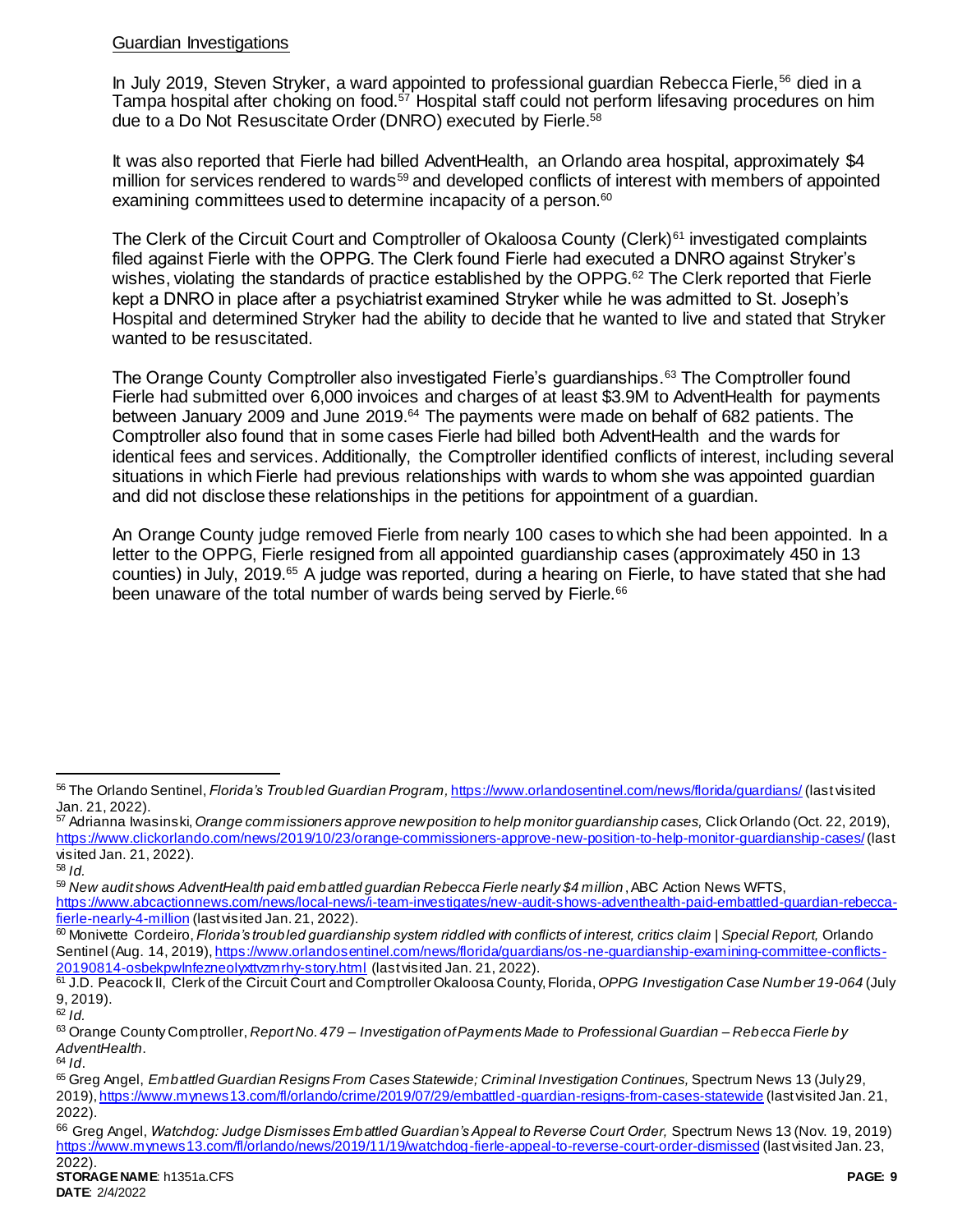Guardian Investigations

In July 2019, Steven Stryker, a ward appointed to professional guardian Rebecca Fierle,[56] died in a Tampa hospital after choking on food.[57] Hospital staff could not perform lifesaving procedures on him due to a Do Not Resuscitate Order (DNRO) executed by Fierle.[58]

It was also reported that Fierle had billed AdventHealth, an Orlando area hospital, approximately $4 million for services rendered to wards[59] and developed conflicts of interest with members of appointed examining committees used to determine incapacity of a person.[60]

The Clerk of the Circuit Court and Comptroller of Okaloosa County (Clerk)[61] investigated complaints filed against Fierle with the OPPG. The Clerk found Fierle had executed a DNRO against Stryker's wishes, violating the standards of practice established by the OPPG.[62] The Clerk reported that Fierle kept a DNRO in place after a psychiatrist examined Stryker while he was admitted to St. Joseph's Hospital and determined Stryker had the ability to decide that he wanted to live and stated that Stryker wanted to be resuscitated.

The Orange County Comptroller also investigated Fierle's guardianships.[63] The Comptroller found Fierle had submitted over 6,000 invoices and charges of at least $3.9M to AdventHealth for payments between January 2009 and June 2019.[64] The payments were made on behalf of 682 patients. The Comptroller also found that in some cases Fierle had billed both AdventHealth and the wards for identical fees and services. Additionally, the Comptroller identified conflicts of interest, including several situations in which Fierle had previous relationships with wards to whom she was appointed guardian and did not disclose these relationships in the petitions for appointment of a guardian.

An Orange County judge removed Fierle from nearly 100 cases to which she had been appointed. In a letter to the OPPG, Fierle resigned from all appointed guardianship cases (approximately 450 in 13 counties) in July, 2019.[65] A judge was reported, during a hearing on Fierle, to have stated that she had been unaware of the total number of wards being served by Fierle.[66]

---

[56] The Orlando Sentinel, *Florida's Troubled Guardian Program*, https://www.orlandosentinel.com/news/florida/guardians/ (last visited Jan. 21, 2022).

[57] Adrianna Iwasinski, *Orange commissioners approve new position to help monitor guardianship cases,* Click Orlando (Oct. 22, 2019), https://www.clickorlando.com/news/2019/10/23/orange-commissioners-approve-new-position-to-help-monitor-guardianship-cases/ (last visited Jan. 21, 2022).

[58] *Id.*

[59] *New audit shows AdventHealth paid embattled guardian Rebecca Fierle nearly $4 million*, ABC Action News WFTS, https://www.abcactionnews.com/news/local-news/i-team-investigates/new-audit-shows-adventhealth-paid-embattled-guardian-rebecca-fierle-nearly-4-million (last visited Jan. 21, 2022).

[60] Monivette Cordeiro, *Florida's troubled guardianship system riddled with conflicts of interest, critics claim | Special Report,* Orlando Sentinel (Aug. 14, 2019), https://www.orlandosentinel.com/news/florida/guardians/os-ne-guardianship-examining-committee-conflicts-20190814-osbekpwlnfezneolyxttvzmrhy-story.html (last visited Jan. 21, 2022).

[61] J.D. Peacock II, Clerk of the Circuit Court and Comptroller Okaloosa County, Florida, *OPPG Investigation Case Number 19-064* (July 9, 2019).

[62] *Id.*

[63] Orange County Comptroller, *Report No. 479 – Investigation of Payments Made to Professional Guardian – Rebecca Fierle by AdventHealth*.

[64] *Id.*

[65] Greg Angel, *Embattled Guardian Resigns From Cases Statewide; Criminal Investigation Continues,* Spectrum News 13 (July 29, 2019), https://www.mynews13.com/fl/orlando/crime/2019/07/29/embattled-guardian-resigns-from-cases-statewide (last visited Jan. 21, 2022).

[66] Greg Angel, *Watchdog: Judge Dismisses Embattled Guardian's Appeal to Reverse Court Order,* Spectrum News 13 (Nov. 19, 2019) https://www.mynews13.com/fl/orlando/news/2019/11/19/watchdog-fierle-appeal-to-reverse-court-order-dismissed (last visited Jan. 23, 2022).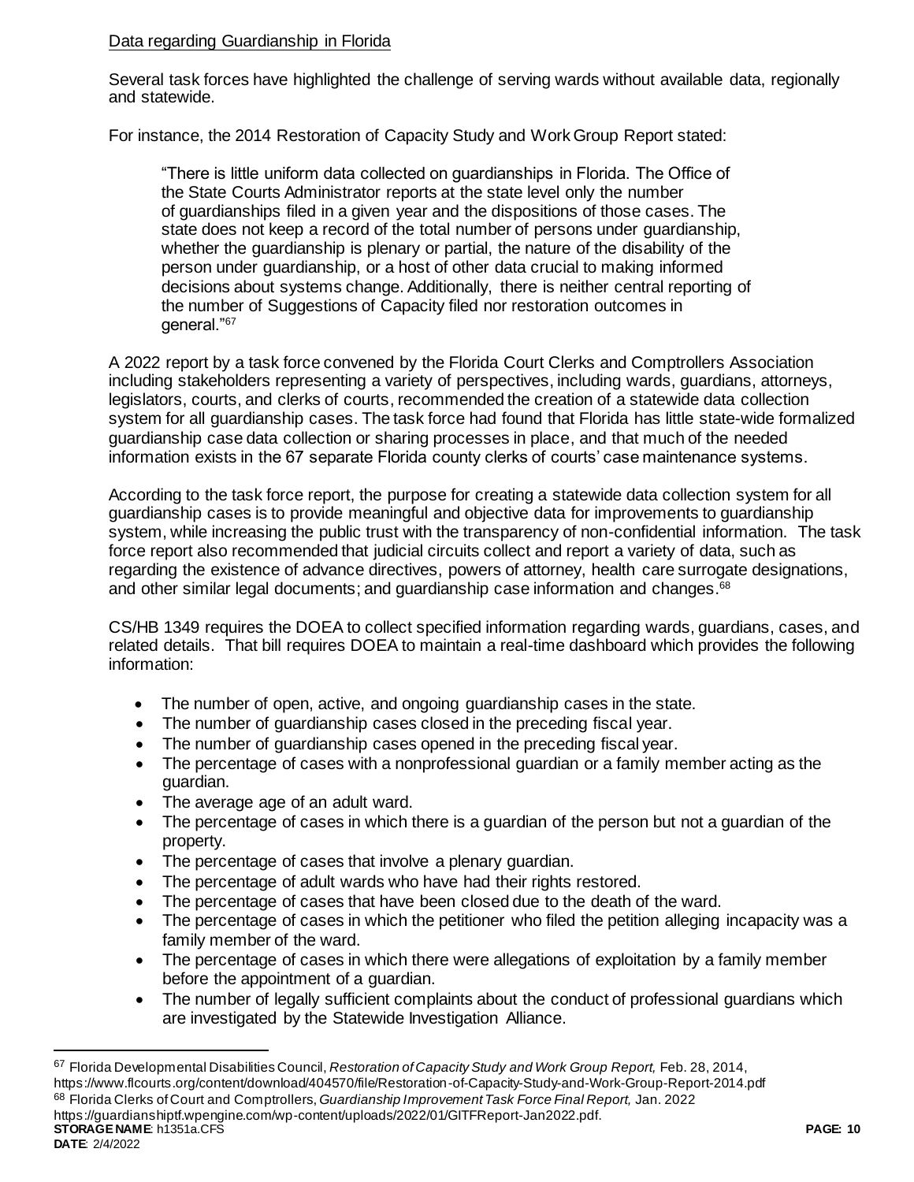Data regarding Guardianship in Florida

Several task forces have highlighted the challenge of serving wards without available data, regionally and statewide.

For instance, the 2014 Restoration of Capacity Study and Work Group Report stated:

> "There is little uniform data collected on guardianships in Florida. The Office of the State Courts Administrator reports at the state level only the number of guardianships filed in a given year and the dispositions of those cases. The state does not keep a record of the total number of persons under guardianship, whether the guardianship is plenary or partial, the nature of the disability of the person under guardianship, or a host of other data crucial to making informed decisions about systems change. Additionally, there is neither central reporting of the number of Suggestions of Capacity filed nor restoration outcomes in general."[67]

A 2022 report by a task force convened by the Florida Court Clerks and Comptrollers Association including stakeholders representing a variety of perspectives, including wards, guardians, attorneys, legislators, courts, and clerks of courts, recommended the creation of a statewide data collection system for all guardianship cases. The task force had found that Florida has little state-wide formalized guardianship case data collection or sharing processes in place, and that much of the needed information exists in the 67 separate Florida county clerks of courts' case maintenance systems.

According to the task force report, the purpose for creating a statewide data collection system for all guardianship cases is to provide meaningful and objective data for improvements to guardianship system, while increasing the public trust with the transparency of non-confidential information. The task force report also recommended that judicial circuits collect and report a variety of data, such as regarding the existence of advance directives, powers of attorney, health care surrogate designations, and other similar legal documents; and guardianship case information and changes.[68]

CS/HB 1349 requires the DOEA to collect specified information regarding wards, guardians, cases, and related details. That bill requires DOEA to maintain a real-time dashboard which provides the following information:

- The number of open, active, and ongoing guardianship cases in the state.
- The number of guardianship cases closed in the preceding fiscal year.
- The number of guardianship cases opened in the preceding fiscal year.
- The percentage of cases with a nonprofessional guardian or a family member acting as the guardian.
- The average age of an adult ward.
- The percentage of cases in which there is a guardian of the person but not a guardian of the property.
- The percentage of cases that involve a plenary guardian.
- The percentage of adult wards who have had their rights restored.
- The percentage of cases that have been closed due to the death of the ward.
- The percentage of cases in which the petitioner who filed the petition alleging incapacity was a family member of the ward.
- The percentage of cases in which there were allegations of exploitation by a family member before the appointment of a guardian.
- The number of legally sufficient complaints about the conduct of professional guardians which are investigated by the Statewide Investigation Alliance.

---

[67] Florida Developmental Disabilities Council, *Restoration of Capacity Study and Work Group Report,* Feb. 28, 2014, https://www.flcourts.org/content/download/404570/file/Restoration-of-Capacity-Study-and-Work-Group-Report-2014.pdf

[68] Florida Clerks of Court and Comptrollers, *Guardianship Improvement Task Force Final Report,* Jan. 2022 https://guardianshiptf.wpengine.com/wp-content/uploads/2022/01/GITFReport-Jan2022.pdf.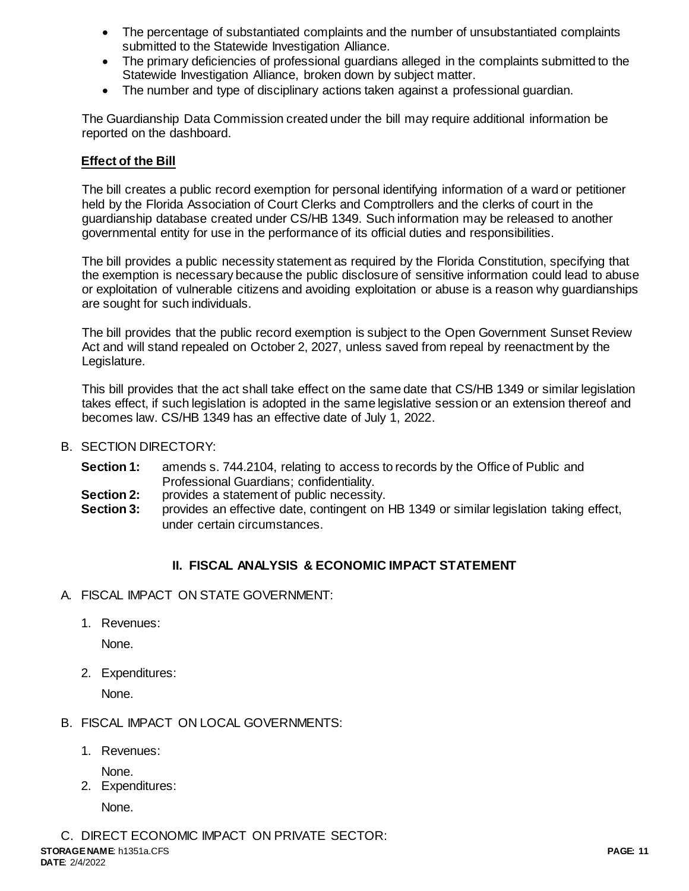- The percentage of substantiated complaints and the number of unsubstantiated complaints submitted to the Statewide Investigation Alliance.
- The primary deficiencies of professional guardians alleged in the complaints submitted to the Statewide Investigation Alliance, broken down by subject matter.
- The number and type of disciplinary actions taken against a professional guardian.

The Guardianship Data Commission created under the bill may require additional information be reported on the dashboard.

**Effect of the Bill**

The bill creates a public record exemption for personal identifying information of a ward or petitioner held by the Florida Association of Court Clerks and Comptrollers and the clerks of court in the guardianship database created under CS/HB 1349. Such information may be released to another governmental entity for use in the performance of its official duties and responsibilities.

The bill provides a public necessity statement as required by the Florida Constitution, specifying that the exemption is necessary because the public disclosure of sensitive information could lead to abuse or exploitation of vulnerable citizens and avoiding exploitation or abuse is a reason why guardianships are sought for such individuals.

The bill provides that the public record exemption is subject to the Open Government Sunset Review Act and will stand repealed on October 2, 2027, unless saved from repeal by reenactment by the Legislature.

This bill provides that the act shall take effect on the same date that CS/HB 1349 or similar legislation takes effect, if such legislation is adopted in the same legislative session or an extension thereof and becomes law. CS/HB 1349 has an effective date of July 1, 2022.

B. SECTION DIRECTORY:

**Section 1:** amends s. 744.2104, relating to access to records by the Office of Public and Professional Guardians; confidentiality.

**Section 2:** provides a statement of public necessity.

**Section 3:** provides an effective date, contingent on HB 1349 or similar legislation taking effect, under certain circumstances.

## II. FISCAL ANALYSIS & ECONOMIC IMPACT STATEMENT

A. FISCAL IMPACT ON STATE GOVERNMENT:

1. Revenues:

   None.

2. Expenditures:

   None.

B. FISCAL IMPACT ON LOCAL GOVERNMENTS:

1. Revenues:

   None.

2. Expenditures:

   None.

C. DIRECT ECONOMIC IMPACT ON PRIVATE SECTOR: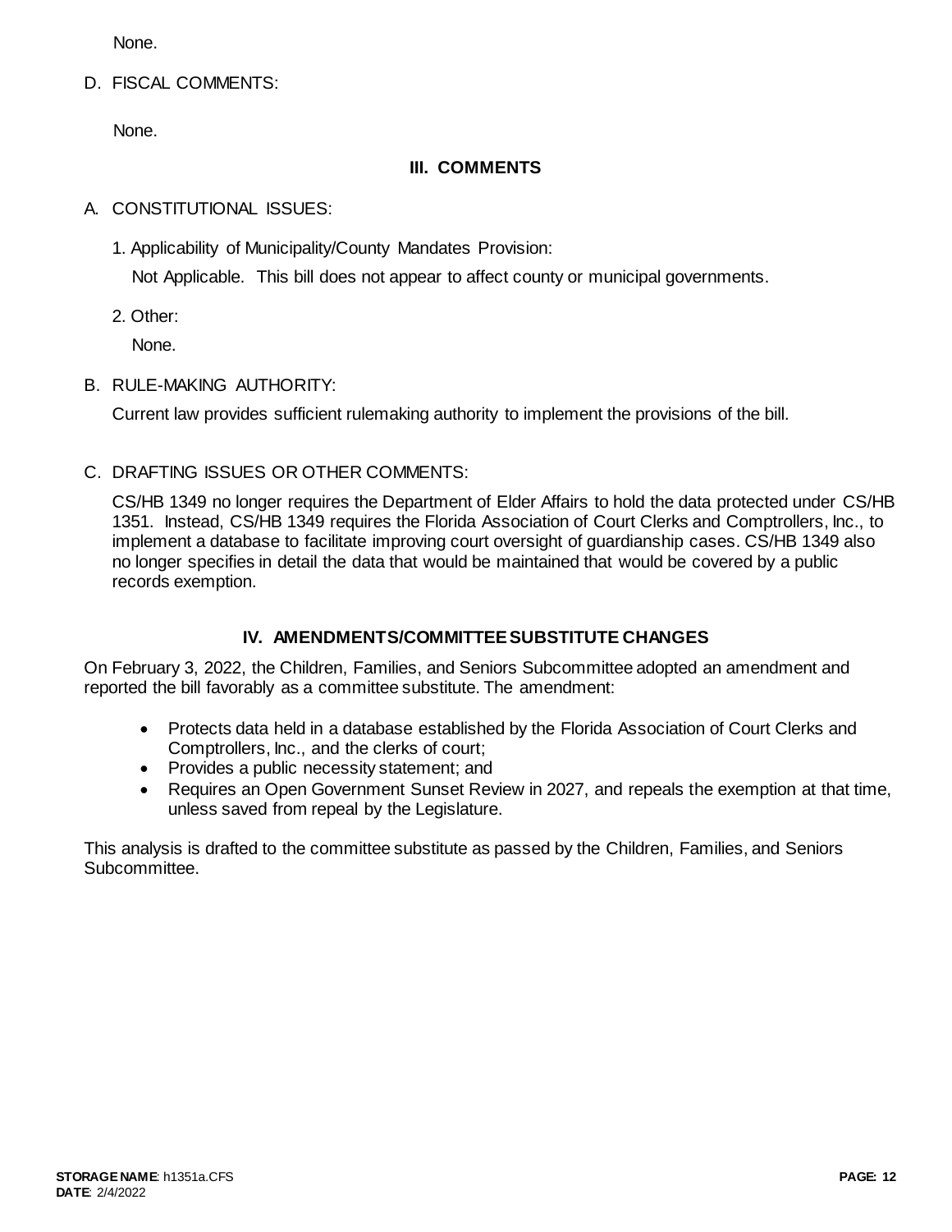None.

D. FISCAL COMMENTS:

None.

## III. COMMENTS

A. CONSTITUTIONAL ISSUES:

1. Applicability of Municipality/County Mandates Provision:

   Not Applicable. This bill does not appear to affect county or municipal governments.

2. Other:

   None.

B. RULE-MAKING AUTHORITY:

Current law provides sufficient rulemaking authority to implement the provisions of the bill.

C. DRAFTING ISSUES OR OTHER COMMENTS:

CS/HB 1349 no longer requires the Department of Elder Affairs to hold the data protected under CS/HB 1351. Instead, CS/HB 1349 requires the Florida Association of Court Clerks and Comptrollers, Inc., to implement a database to facilitate improving court oversight of guardianship cases. CS/HB 1349 also no longer specifies in detail the data that would be maintained that would be covered by a public records exemption.

## IV. AMENDMENTS/COMMITTEE SUBSTITUTE CHANGES

On February 3, 2022, the Children, Families, and Seniors Subcommittee adopted an amendment and reported the bill favorably as a committee substitute. The amendment:

- Protects data held in a database established by the Florida Association of Court Clerks and Comptrollers, Inc., and the clerks of court;
- Provides a public necessity statement; and
- Requires an Open Government Sunset Review in 2027, and repeals the exemption at that time, unless saved from repeal by the Legislature.

This analysis is drafted to the committee substitute as passed by the Children, Families, and Seniors Subcommittee.